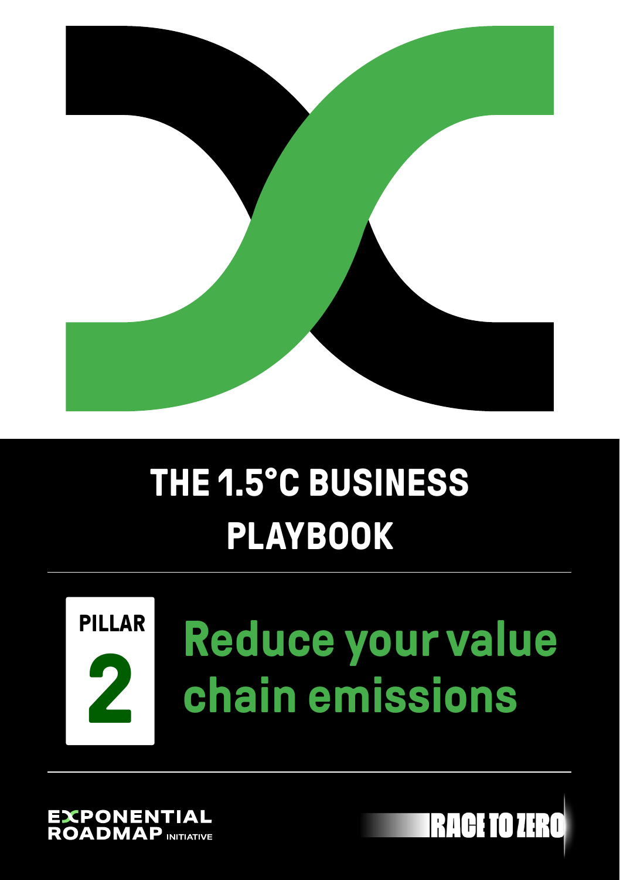# THE 1.5°C BUSINESS PLAYBOOK

## PILLAR 2

## Reduce your value chain emissions

EXPONENTIAL ROADMAP INITIATIVE

RACE TO ZERO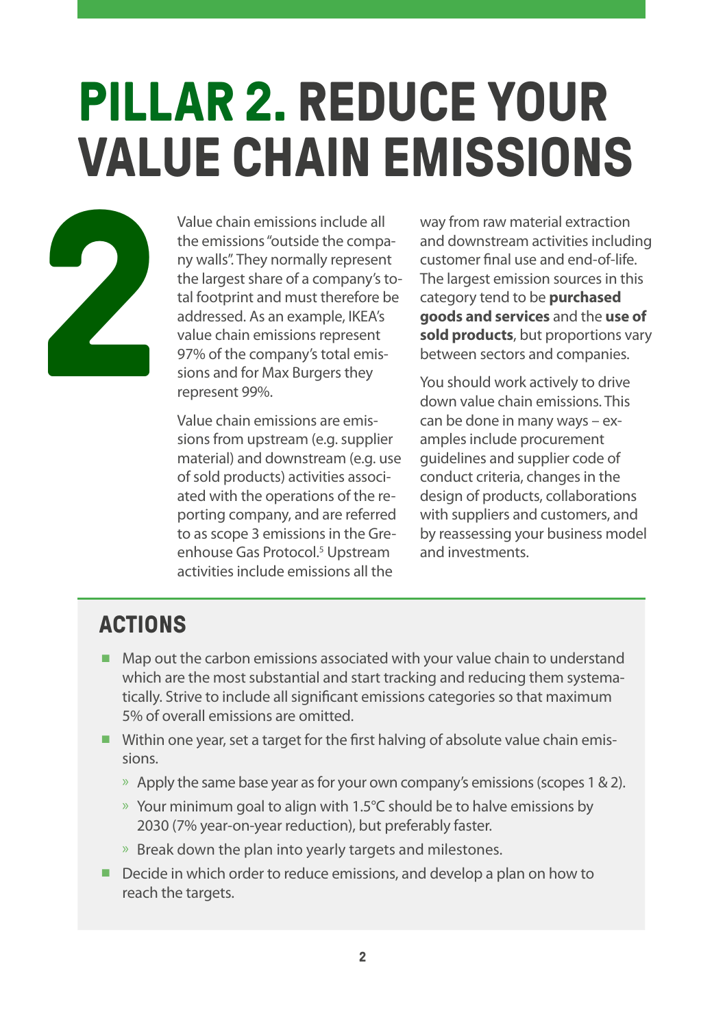# PILLAR 2. REDUCE YOUR VALUE CHAIN EMISSIONS

Value chain emissions include all the emissions "outside the company walls". They normally represent the largest share of a company's total footprint and must therefore be addressed. As an example, IKEA's value chain emissions represent 97% of the company's total emissions and for Max Burgers they represent 99%.

Value chain emissions are emissions from upstream (e.g. supplier material) and downstream (e.g. use of sold products) activities associated with the operations of the reporting company, and are referred to as scope 3 emissions in the Greenhouse Gas Protocol.[5] Upstream activities include emissions all the way from raw material extraction and downstream activities including customer final use and end-of-life. The largest emission sources in this category tend to be **purchased goods and services** and the **use of sold products**, but proportions vary between sectors and companies.

You should work actively to drive down value chain emissions. This can be done in many ways – examples include procurement guidelines and supplier code of conduct criteria, changes in the design of products, collaborations with suppliers and customers, and by reassessing your business model and investments.

## ACTIONS

- Map out the carbon emissions associated with your value chain to understand which are the most substantial and start tracking and reducing them systematically. Strive to include all significant emissions categories so that maximum 5% of overall emissions are omitted.
- Within one year, set a target for the first halving of absolute value chain emissions.
  - Apply the same base year as for your own company's emissions (scopes 1 & 2).
  - Your minimum goal to align with 1.5°C should be to halve emissions by 2030 (7% year-on-year reduction), but preferably faster.
  - Break down the plan into yearly targets and milestones.
- Decide in which order to reduce emissions, and develop a plan on how to reach the targets.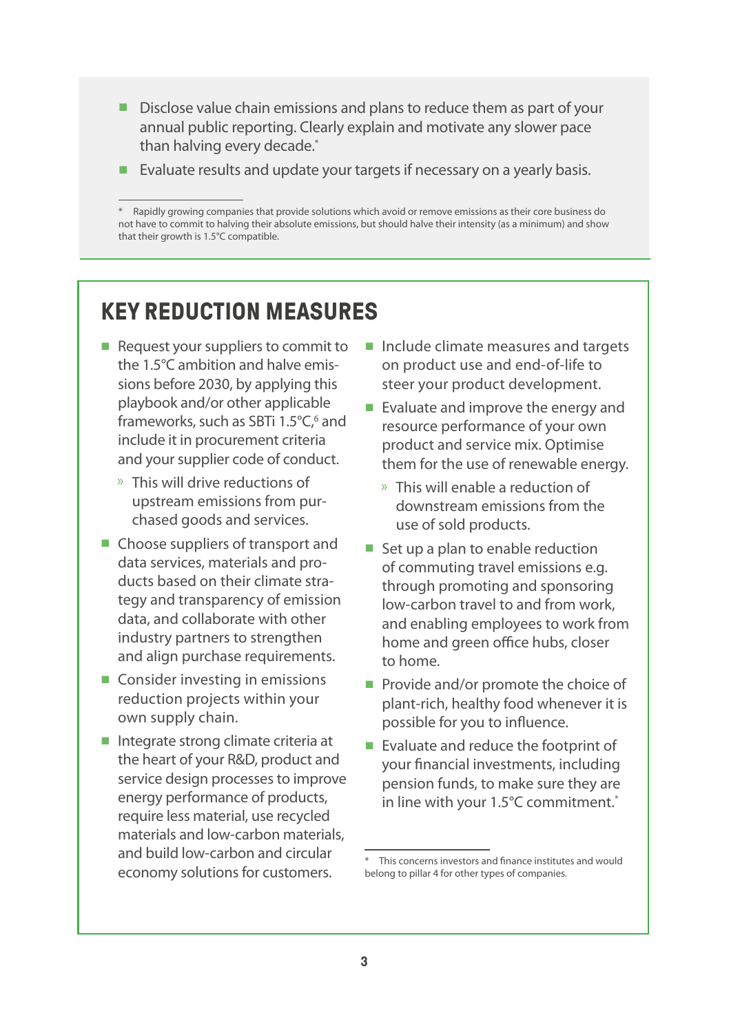- Disclose value chain emissions and plans to reduce them as part of your annual public reporting. Clearly explain and motivate any slower pace than halving every decade.*
- Evaluate results and update your targets if necessary on a yearly basis.

\* Rapidly growing companies that provide solutions which avoid or remove emissions as their core business do not have to commit to halving their absolute emissions, but should halve their intensity (as a minimum) and show that their growth is 1.5°C compatible.

## KEY REDUCTION MEASURES

- Request your suppliers to commit to the 1.5°C ambition and halve emissions before 2030, by applying this playbook and/or other applicable frameworks, such as SBTi 1.5°C,[6] and include it in procurement criteria and your supplier code of conduct.
  - » This will drive reductions of upstream emissions from purchased goods and services.
- Choose suppliers of transport and data services, materials and products based on their climate strategy and transparency of emission data, and collaborate with other industry partners to strengthen and align purchase requirements.
- Consider investing in emissions reduction projects within your own supply chain.
- Integrate strong climate criteria at the heart of your R&D, product and service design processes to improve energy performance of products, require less material, use recycled materials and low-carbon materials, and build low-carbon and circular economy solutions for customers.
- Include climate measures and targets on product use and end-of-life to steer your product development.
- Evaluate and improve the energy and resource performance of your own product and service mix. Optimise them for the use of renewable energy.
  - » This will enable a reduction of downstream emissions from the use of sold products.
- Set up a plan to enable reduction of commuting travel emissions e.g. through promoting and sponsoring low-carbon travel to and from work, and enabling employees to work from home and green office hubs, closer to home.
- Provide and/or promote the choice of plant-rich, healthy food whenever it is possible for you to influence.
- Evaluate and reduce the footprint of your financial investments, including pension funds, to make sure they are in line with your 1.5°C commitment.*

\* This concerns investors and finance institutes and would belong to pillar 4 for other types of companies.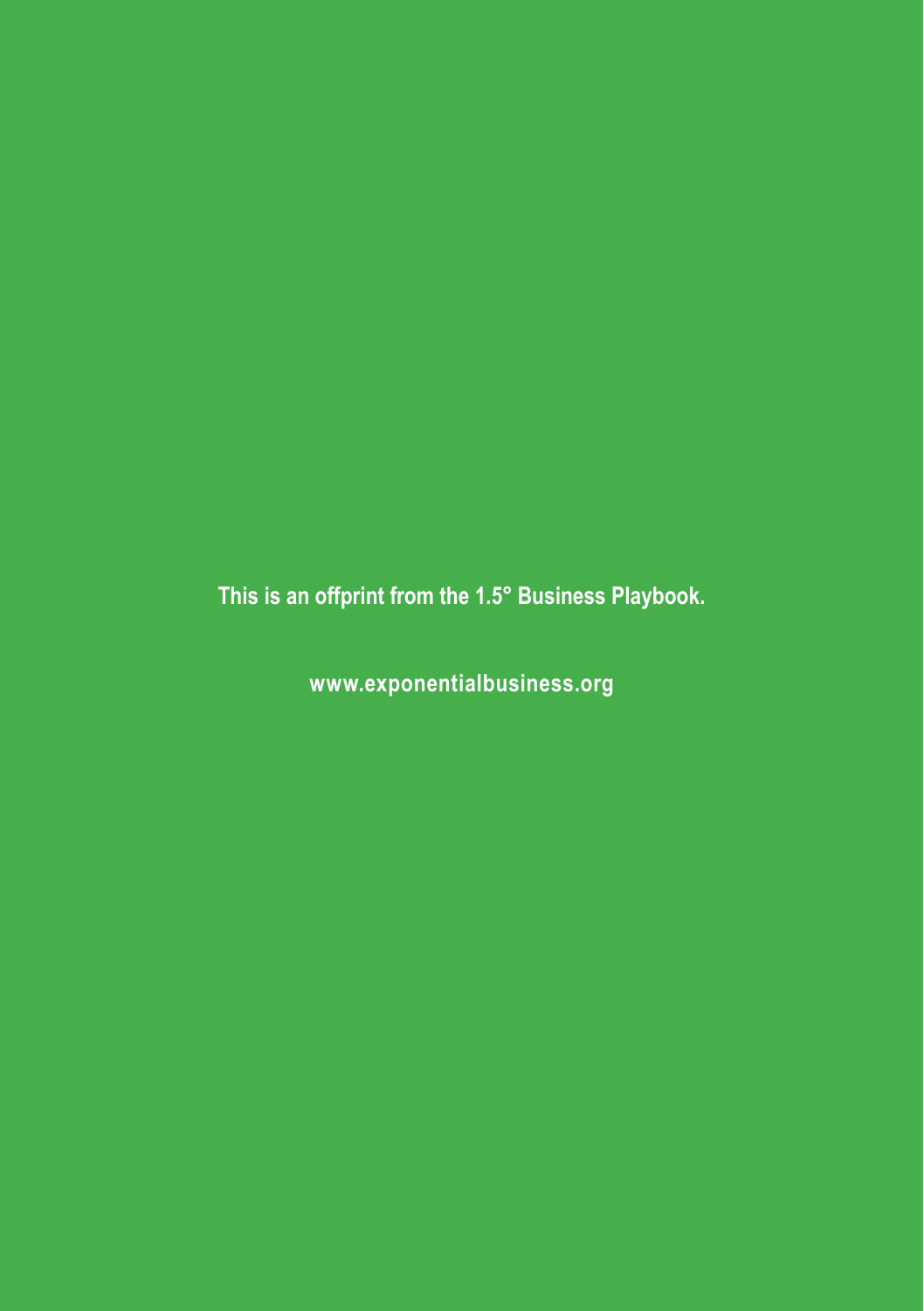**This is an offprint from the 1.5° Business Playbook.**

**www.exponentialbusiness.org**